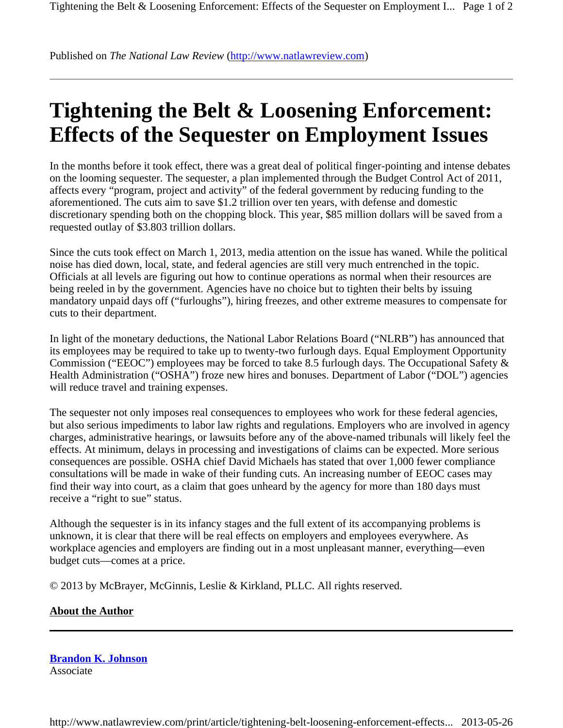Published on *The National Law Review* (http://www.natlawreview.com)

# Tightening the Belt & Loosening Enforcement: Effects of the Sequester on Employment Issues

In the months before it took effect, there was a great deal of political finger-pointing and intense debates on the looming sequester. The sequester, a plan implemented through the Budget Control Act of 2011, affects every "program, project and activity" of the federal government by reducing funding to the aforementioned. The cuts aim to save $1.2 trillion over ten years, with defense and domestic discretionary spending both on the chopping block. This year, $85 million dollars will be saved from a requested outlay of $3.803 trillion dollars.

Since the cuts took effect on March 1, 2013, media attention on the issue has waned. While the political noise has died down, local, state, and federal agencies are still very much entrenched in the topic. Officials at all levels are figuring out how to continue operations as normal when their resources are being reeled in by the government. Agencies have no choice but to tighten their belts by issuing mandatory unpaid days off ("furloughs"), hiring freezes, and other extreme measures to compensate for cuts to their department.

In light of the monetary deductions, the National Labor Relations Board ("NLRB") has announced that its employees may be required to take up to twenty-two furlough days. Equal Employment Opportunity Commission ("EEOC") employees may be forced to take 8.5 furlough days. The Occupational Safety & Health Administration ("OSHA") froze new hires and bonuses. Department of Labor ("DOL") agencies will reduce travel and training expenses.

The sequester not only imposes real consequences to employees who work for these federal agencies, but also serious impediments to labor law rights and regulations. Employers who are involved in agency charges, administrative hearings, or lawsuits before any of the above-named tribunals will likely feel the effects. At minimum, delays in processing and investigations of claims can be expected. More serious consequences are possible. OSHA chief David Michaels has stated that over 1,000 fewer compliance consultations will be made in wake of their funding cuts. An increasing number of EEOC cases may find their way into court, as a claim that goes unheard by the agency for more than 180 days must receive a "right to sue" status.

Although the sequester is in its infancy stages and the full extent of its accompanying problems is unknown, it is clear that there will be real effects on employers and employees everywhere. As workplace agencies and employers are finding out in a most unpleasant manner, everything—even budget cuts—comes at a price.

© 2013 by McBrayer, McGinnis, Leslie & Kirkland, PLLC. All rights reserved.

**About the Author**

---

**Brandon K. Johnson**
Associate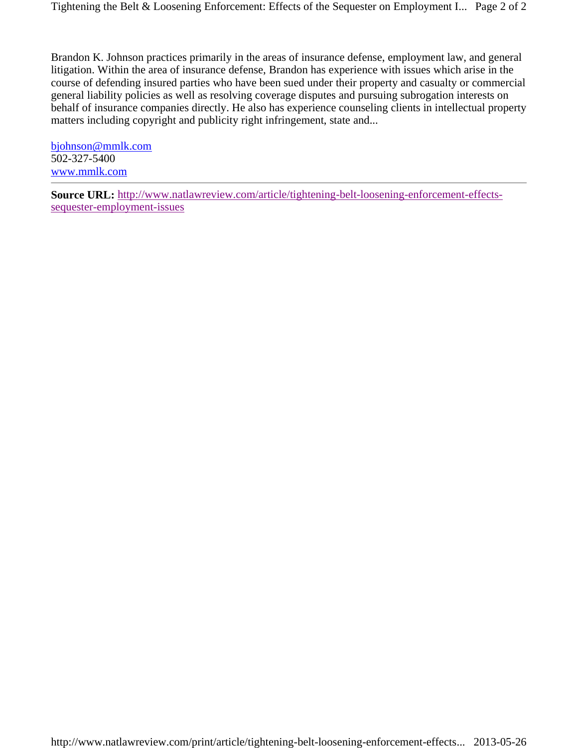Brandon K. Johnson practices primarily in the areas of insurance defense, employment law, and general litigation. Within the area of insurance defense, Brandon has experience with issues which arise in the course of defending insured parties who have been sued under their property and casualty or commercial general liability policies as well as resolving coverage disputes and pursuing subrogation interests on behalf of insurance companies directly. He also has experience counseling clients in intellectual property matters including copyright and publicity right infringement, state and...

bjohnson@mmlk.com
502-327-5400
www.mmlk.com

---

**Source URL:** http://www.natlawreview.com/article/tightening-belt-loosening-enforcement-effects-sequester-employment-issues